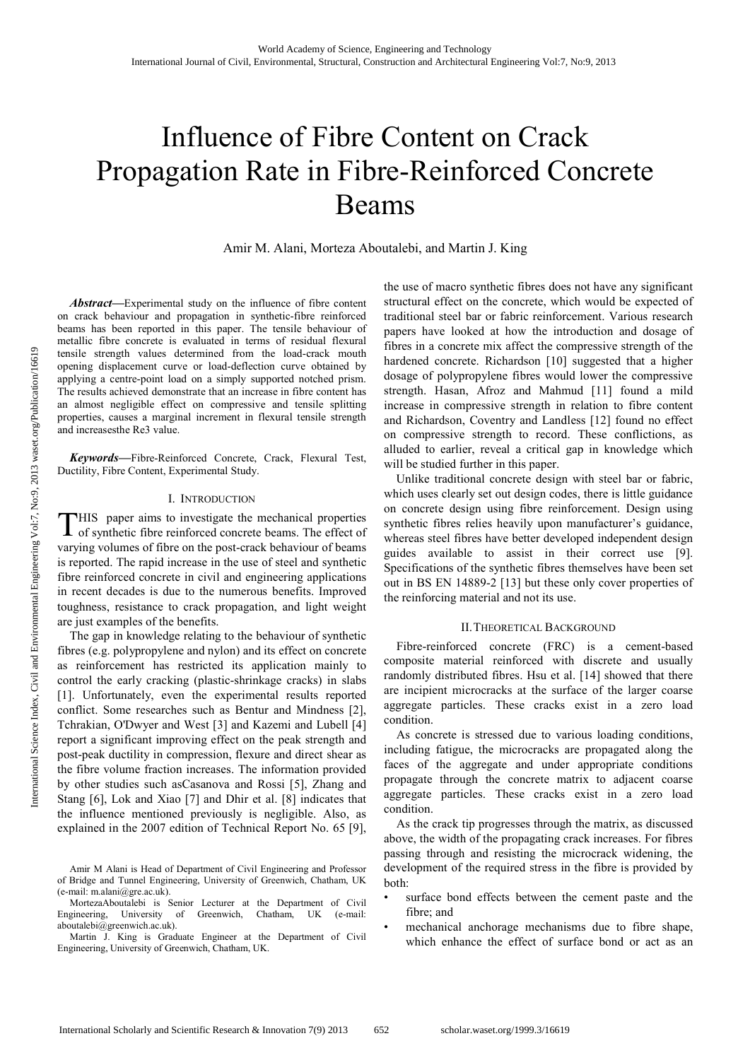# Influence of Fibre Content on Crack Propagation Rate in Fibre-Reinforced Concrete Beams

Amir M. Alani, Morteza Aboutalebi, and Martin J. King

***Abstract*—**Experimental study on the influence of fibre content on crack behaviour and propagation in synthetic-fibre reinforced beams has been reported in this paper. The tensile behaviour of metallic fibre concrete is evaluated in terms of residual flexural tensile strength values determined from the load-crack mouth opening displacement curve or load-deflection curve obtained by applying a centre-point load on a simply supported notched prism. The results achieved demonstrate that an increase in fibre content has an almost negligible effect on compressive and tensile splitting properties, causes a marginal increment in flexural tensile strength and increasesthe Re3 value.

***Keywords*—**Fibre-Reinforced Concrete, Crack, Flexural Test, Ductility, Fibre Content, Experimental Study.

## I. Introduction

THIS paper aims to investigate the mechanical properties of synthetic fibre reinforced concrete beams. The effect of varying volumes of fibre on the post-crack behaviour of beams is reported. The rapid increase in the use of steel and synthetic fibre reinforced concrete in civil and engineering applications in recent decades is due to the numerous benefits. Improved toughness, resistance to crack propagation, and light weight are just examples of the benefits.

The gap in knowledge relating to the behaviour of synthetic fibres (e.g. polypropylene and nylon) and its effect on concrete as reinforcement has restricted its application mainly to control the early cracking (plastic-shrinkage cracks) in slabs [1]. Unfortunately, even the experimental results reported conflict. Some researches such as Bentur and Mindness [2], Tchrakian, O'Dwyer and West [3] and Kazemi and Lubell [4] report a significant improving effect on the peak strength and post-peak ductility in compression, flexure and direct shear as the fibre volume fraction increases. The information provided by other studies such asCasanova and Rossi [5], Zhang and Stang [6], Lok and Xiao [7] and Dhir et al. [8] indicates that the influence mentioned previously is negligible. Also, as explained in the 2007 edition of Technical Report No. 65 [9], the use of macro synthetic fibres does not have any significant structural effect on the concrete, which would be expected of traditional steel bar or fabric reinforcement. Various research papers have looked at how the introduction and dosage of fibres in a concrete mix affect the compressive strength of the hardened concrete. Richardson [10] suggested that a higher dosage of polypropylene fibres would lower the compressive strength. Hasan, Afroz and Mahmud [11] found a mild increase in compressive strength in relation to fibre content and Richardson, Coventry and Landless [12] found no effect on compressive strength to record. These conflictions, as alluded to earlier, reveal a critical gap in knowledge which will be studied further in this paper.

Unlike traditional concrete design with steel bar or fabric, which uses clearly set out design codes, there is little guidance on concrete design using fibre reinforcement. Design using synthetic fibres relies heavily upon manufacturer's guidance, whereas steel fibres have better developed independent design guides available to assist in their correct use [9]. Specifications of the synthetic fibres themselves have been set out in BS EN 14889-2 [13] but these only cover properties of the reinforcing material and not its use.

Amir M Alani is Head of Department of Civil Engineering and Professor of Bridge and Tunnel Engineering, University of Greenwich, Chatham, UK (e-mail: m.alani@gre.ac.uk).

MortezaAboutalebi is Senior Lecturer at the Department of Civil Engineering, University of Greenwich, Chatham, UK (e-mail: aboutalebi@greenwich.ac.uk).

Martin J. King is Graduate Engineer at the Department of Civil Engineering, University of Greenwich, Chatham, UK.

## II. Theoretical Background

Fibre-reinforced concrete (FRC) is a cement-based composite material reinforced with discrete and usually randomly distributed fibres. Hsu et al. [14] showed that there are incipient microcracks at the surface of the larger coarse aggregate particles. These cracks exist in a zero load condition.

As concrete is stressed due to various loading conditions, including fatigue, the microcracks are propagated along the faces of the aggregate and under appropriate conditions propagate through the concrete matrix to adjacent coarse aggregate particles. These cracks exist in a zero load condition.

As the crack tip progresses through the matrix, as discussed above, the width of the propagating crack increases. For fibres passing through and resisting the microcrack widening, the development of the required stress in the fibre is provided by both:

- surface bond effects between the cement paste and the fibre; and
- mechanical anchorage mechanisms due to fibre shape, which enhance the effect of surface bond or act as an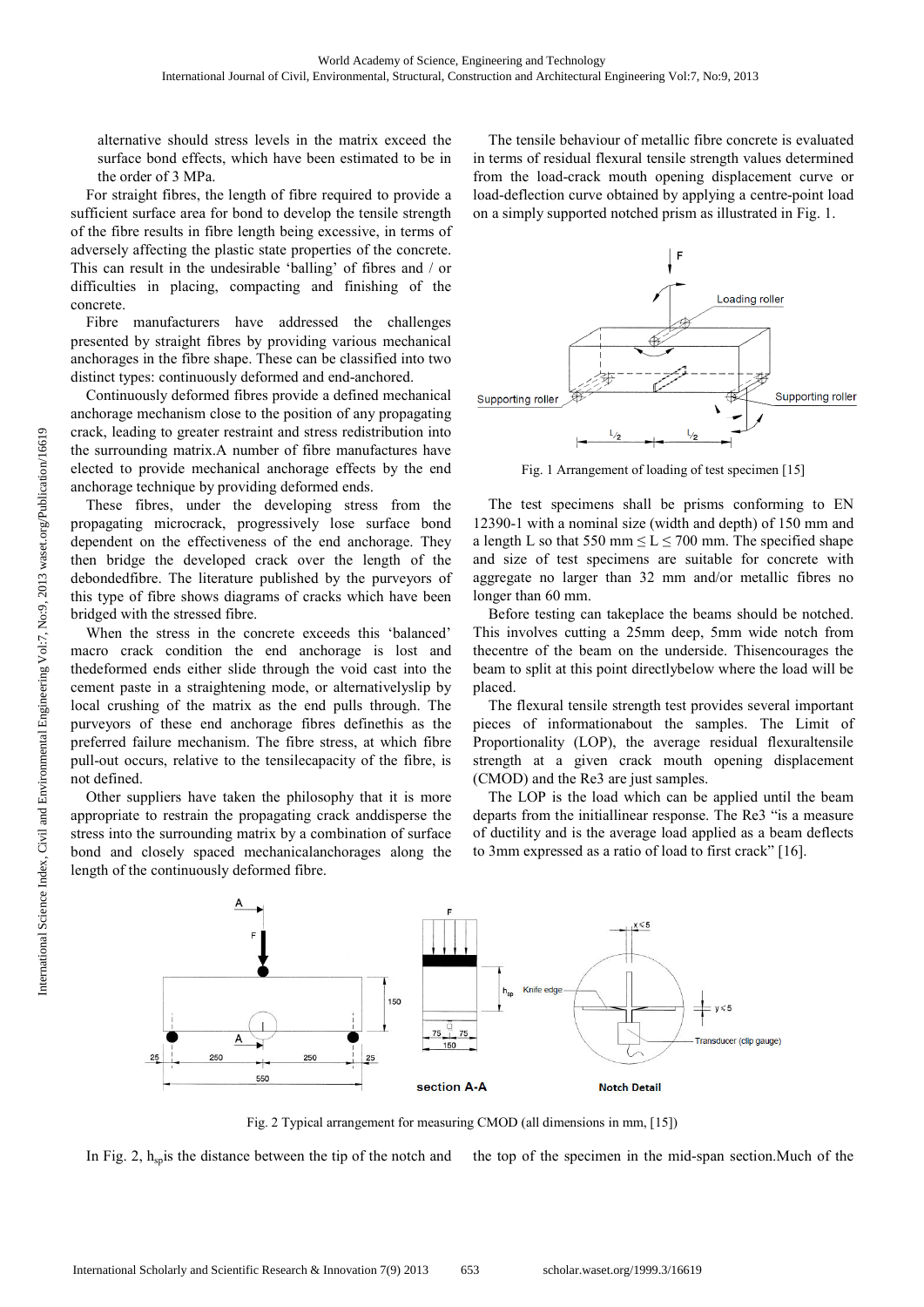alternative should stress levels in the matrix exceed the surface bond effects, which have been estimated to be in the order of 3 MPa.

For straight fibres, the length of fibre required to provide a sufficient surface area for bond to develop the tensile strength of the fibre results in fibre length being excessive, in terms of adversely affecting the plastic state properties of the concrete. This can result in the undesirable 'balling' of fibres and / or difficulties in placing, compacting and finishing of the concrete.

Fibre manufacturers have addressed the challenges presented by straight fibres by providing various mechanical anchorages in the fibre shape. These can be classified into two distinct types: continuously deformed and end-anchored.

Continuously deformed fibres provide a defined mechanical anchorage mechanism close to the position of any propagating crack, leading to greater restraint and stress redistribution into the surrounding matrix.A number of fibre manufactures have elected to provide mechanical anchorage effects by the end anchorage technique by providing deformed ends.

These fibres, under the developing stress from the propagating microcrack, progressively lose surface bond dependent on the effectiveness of the end anchorage. They then bridge the developed crack over the length of the debondedfibre. The literature published by the purveyors of this type of fibre shows diagrams of cracks which have been bridged with the stressed fibre.

When the stress in the concrete exceeds this 'balanced' macro crack condition the end anchorage is lost and thedeformed ends either slide through the void cast into the cement paste in a straightening mode, or alternativelyslip by local crushing of the matrix as the end pulls through. The purveyors of these end anchorage fibres definethis as the preferred failure mechanism. The fibre stress, at which fibre pull-out occurs, relative to the tensilecapacity of the fibre, is not defined.

Other suppliers have taken the philosophy that it is more appropriate to restrain the propagating crack anddisperse the stress into the surrounding matrix by a combination of surface bond and closely spaced mechanicalanchorages along the length of the continuously deformed fibre.

The tensile behaviour of metallic fibre concrete is evaluated in terms of residual flexural tensile strength values determined from the load-crack mouth opening displacement curve or load-deflection curve obtained by applying a centre-point load on a simply supported notched prism as illustrated in Fig. 1.

Fig. 1 Arrangement of loading of test specimen [15]

The test specimens shall be prisms conforming to EN 12390-1 with a nominal size (width and depth) of 150 mm and a length L so that 550 mm ≤ L ≤ 700 mm. The specified shape and size of test specimens are suitable for concrete with aggregate no larger than 32 mm and/or metallic fibres no longer than 60 mm.

Before testing can takeplace the beams should be notched. This involves cutting a 25mm deep, 5mm wide notch from thecentre of the beam on the underside. Thisencourages the beam to split at this point directlybelow where the load will be placed.

The flexural tensile strength test provides several important pieces of informationabout the samples. The Limit of Proportionality (LOP), the average residual flexuraltensile strength at a given crack mouth opening displacement (CMOD) and the Re3 are just samples.

The LOP is the load which can be applied until the beam departs from the initiallinear response. The Re3 "is a measure of ductility and is the average load applied as a beam deflects to 3mm expressed as a ratio of load to first crack" [16].

Fig. 2 Typical arrangement for measuring CMOD (all dimensions in mm, [15])

In Fig. 2, $h_{sp}$is the distance between the tip of the notch and the top of the specimen in the mid-span section.Much of the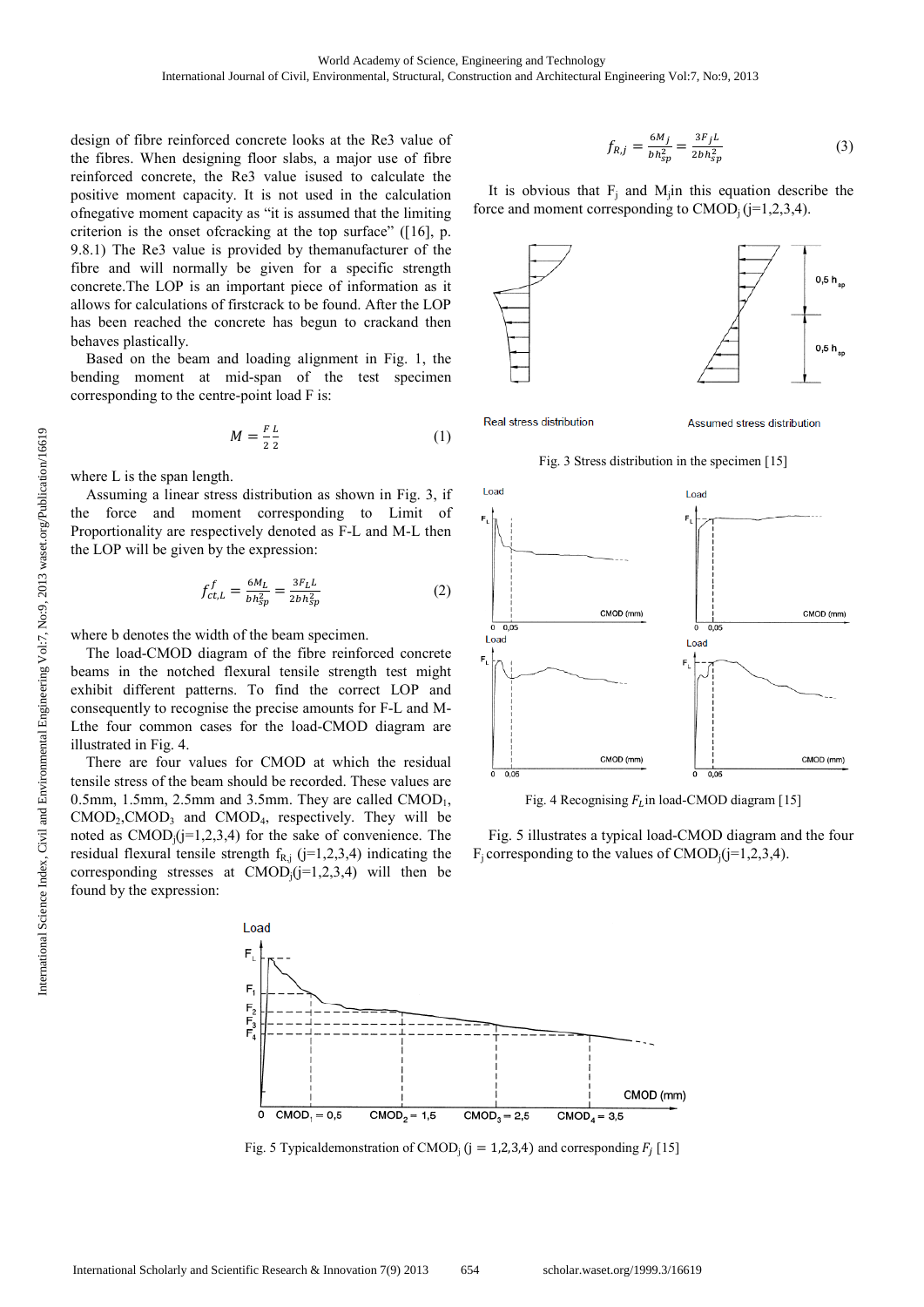design of fibre reinforced concrete looks at the Re3 value of the fibres. When designing floor slabs, a major use of fibre reinforced concrete, the Re3 value isused to calculate the positive moment capacity. It is not used in the calculation ofnegative moment capacity as "it is assumed that the limiting criterion is the onset ofcracking at the top surface" ([16], p. 9.8.1) The Re3 value is provided by themanufacturer of the fibre and will normally be given for a specific strength concrete.The LOP is an important piece of information as it allows for calculations of firstcrack to be found. After the LOP has been reached the concrete has begun to crackand then behaves plastically.

Based on the beam and loading alignment in Fig. 1, the bending moment at mid-span of the test specimen corresponding to the centre-point load F is:

$$M = \frac{F}{2}\frac{L}{2} \tag{1}$$

where L is the span length.

Assuming a linear stress distribution as shown in Fig. 3, if the force and moment corresponding to Limit of Proportionality are respectively denoted as F-L and M-L then the LOP will be given by the expression:

$$f_{ct,L}^{f} = \frac{6M_L}{bh_{sp}^2} = \frac{3F_L L}{2bh_{sp}^2} \tag{2}$$

where b denotes the width of the beam specimen.

The load-CMOD diagram of the fibre reinforced concrete beams in the notched flexural tensile strength test might exhibit different patterns. To find the correct LOP and consequently to recognise the precise amounts for F-L and M-Lthe four common cases for the load-CMOD diagram are illustrated in Fig. 4.

There are four values for CMOD at which the residual tensile stress of the beam should be recorded. These values are 0.5mm, 1.5mm, 2.5mm and 3.5mm. They are called $CMOD_1$, $CMOD_2$,$CMOD_3$ and $CMOD_4$, respectively. They will be noted as $CMOD_j$(j=1,2,3,4) for the sake of convenience. The residual flexural tensile strength $f_{R,j}$ (j=1,2,3,4) indicating the corresponding stresses at $CMOD_j$(j=1,2,3,4) will then be found by the expression:

$$f_{R,j} = \frac{6M_j}{bh_{sp}^2} = \frac{3F_j L}{2bh_{sp}^2} \tag{3}$$

It is obvious that $F_j$ and $M_j$in this equation describe the force and moment corresponding to $CMOD_j$ (j=1,2,3,4).

Fig. 3 Stress distribution in the specimen [15]

Fig. 4 Recognising $F_L$in load-CMOD diagram [15]

Fig. 5 illustrates a typical load-CMOD diagram and the four $F_j$ corresponding to the values of $CMOD_j$(j=1,2,3,4).

Fig. 5 Typicaldemonstration of $CMOD_j$ (j = 1,2,3,4) and corresponding $F_j$ [15]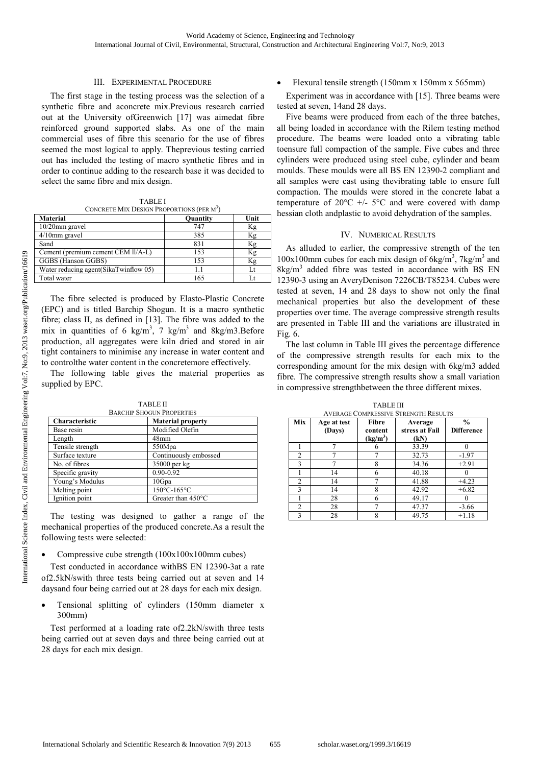## III. Experimental Procedure

The first stage in the testing process was the selection of a synthetic fibre and aconcrete mix.Previous research carried out at the University ofGreenwich [17] was aimedat fibre reinforced ground supported slabs. As one of the main commercial uses of fibre this scenario for the use of fibres seemed the most logical to apply. Theprevious testing carried out has included the testing of macro synthetic fibres and in order to continue adding to the research base it was decided to select the same fibre and mix design.

TABLE I
CONCRETE MIX DESIGN PROPORTIONS (PER $M^3$)

| Material | Quantity | Unit |
|---|---|---|
| 10/20mm gravel | 747 | Kg |
| 4/10mm gravel | 385 | Kg |
| Sand | 831 | Kg |
| Cement (premium cement CEM II/A-L) | 153 | Kg |
| GGBS (Hanson GGBS) | 153 | Kg |
| Water reducing agent(SikaTwinflow 05) | 1.1 | Lt |
| Total water | 165 | Lt |

The fibre selected is produced by Elasto-Plastic Concrete (EPC) and is titled Barchip Shogun. It is a macro synthetic fibre; class II, as defined in [13]. The fibre was added to the mix in quantities of 6 kg/m$^3$, 7 kg/m$^3$ and 8kg/m3.Before production, all aggregates were kiln dried and stored in air tight containers to minimise any increase in water content and to controlthe water content in the concretemore effectively.

The following table gives the material properties as supplied by EPC.

TABLE II
BARCHIP SHOGUN PROPERTIES

| Characteristic | Material property |
|---|---|
| Base resin | Modified Olefin |
| Length | 48mm |
| Tensile strength | 550Mpa |
| Surface texture | Continuously embossed |
| No. of fibres | 35000 per kg |
| Specific gravity | 0.90-0.92 |
| Young's Modulus | 10Gpa |
| Melting point | 150°C-165°C |
| Ignition point | Greater than 450°C |

The testing was designed to gather a range of the mechanical properties of the produced concrete.As a result the following tests were selected:

- Compressive cube strength (100x100x100mm cubes)

Test conducted in accordance withBS EN 12390-3at a rate of2.5kN/swith three tests being carried out at seven and 14 daysand four being carried out at 28 days for each mix design.

- Tensional splitting of cylinders (150mm diameter x 300mm)

Test performed at a loading rate of2.2kN/swith three tests being carried out at seven days and three being carried out at 28 days for each mix design.

- Flexural tensile strength (150mm x 150mm x 565mm)

Experiment was in accordance with [15]. Three beams were tested at seven, 14and 28 days.

Five beams were produced from each of the three batches, all being loaded in accordance with the Rilem testing method procedure. The beams were loaded onto a vibrating table toensure full compaction of the sample. Five cubes and three cylinders were produced using steel cube, cylinder and beam moulds. These moulds were all BS EN 12390-2 compliant and all samples were cast using thevibrating table to ensure full compaction. The moulds were stored in the concrete labat a temperature of 20°C +/- 5°C and were covered with damp hessian cloth andplastic to avoid dehydration of the samples.

## IV. Numerical Results

As alluded to earlier, the compressive strength of the ten 100x100mm cubes for each mix design of 6kg/m$^3$, 7kg/m$^3$ and 8kg/m$^3$ added fibre was tested in accordance with BS EN 12390-3 using an AveryDenison 7226CB/T85234. Cubes were tested at seven, 14 and 28 days to show not only the final mechanical properties but also the development of these properties over time. The average compressive strength results are presented in Table III and the variations are illustrated in Fig. 6.

The last column in Table III gives the percentage difference of the compressive strength results for each mix to the corresponding amount for the mix design with 6kg/m3 added fibre. The compressive strength results show a small variation in compressive strengthbetween the three different mixes.

TABLE III
AVERAGE COMPRESSIVE STRENGTH RESULTS

| Mix | Age at test (Days) | Fibre content (kg/m$^3$) | Average stress at Fail (kN) | % Difference |
|---|---|---|---|---|
| 1 | 7 | 6 | 33.39 | 0 |
| 2 | 7 | 7 | 32.73 | -1.97 |
| 3 | 7 | 8 | 34.36 | +2.91 |
| 1 | 14 | 6 | 40.18 | 0 |
| 2 | 14 | 7 | 41.88 | +4.23 |
| 3 | 14 | 8 | 42.92 | +6.82 |
| 1 | 28 | 6 | 49.17 | 0 |
| 2 | 28 | 7 | 47.37 | -3.66 |
| 3 | 28 | 8 | 49.75 | +1.18 |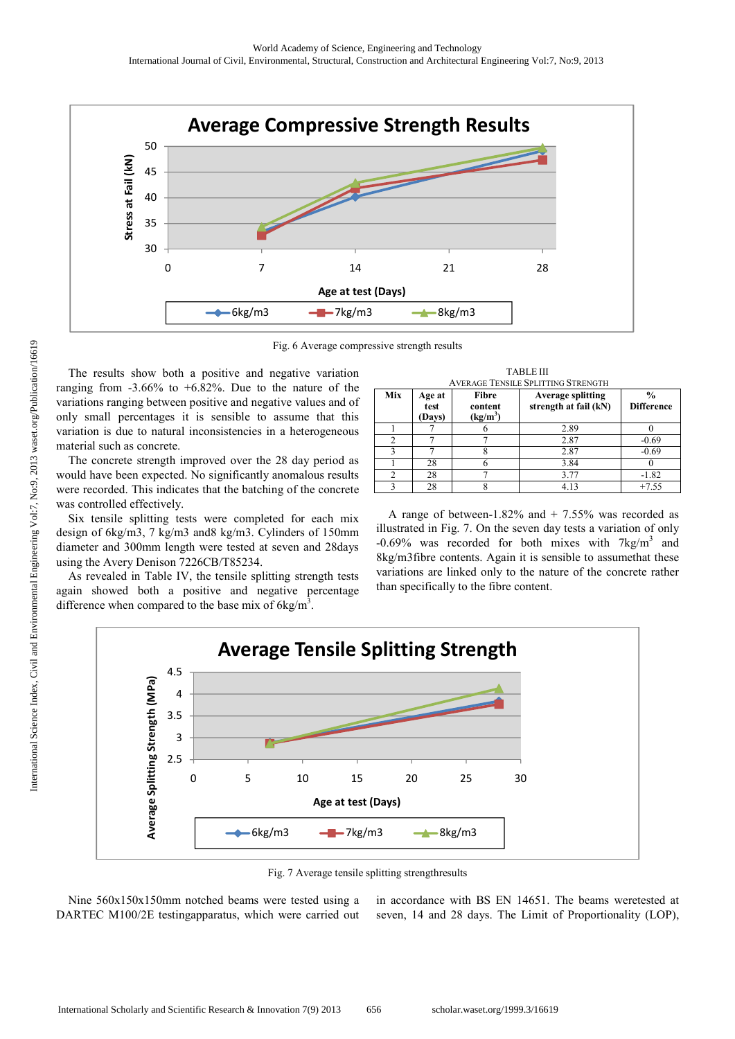Fig. 6 Average compressive strength results

The results show both a positive and negative variation ranging from -3.66% to +6.82%. Due to the nature of the variations ranging between positive and negative values and of only small percentages it is sensible to assume that this variation is due to natural inconsistencies in a heterogeneous material such as concrete.

The concrete strength improved over the 28 day period as would have been expected. No significantly anomalous results were recorded. This indicates that the batching of the concrete was controlled effectively.

Six tensile splitting tests were completed for each mix design of 6kg/m3, 7 kg/m3 and8 kg/m3. Cylinders of 150mm diameter and 300mm length were tested at seven and 28days using the Avery Denison 7226CB/T85234.

As revealed in Table IV, the tensile splitting strength tests again showed both a positive and negative percentage difference when compared to the base mix of 6kg/m$^3$.

TABLE III
AVERAGE TENSILE SPLITTING STRENGTH

| Mix | Age at test (Days) | Fibre content (kg/m$^3$) | Average splitting strength at fail (kN) | % Difference |
|---|---|---|---|---|
| 1 | 7 | 6 | 2.89 | 0 |
| 2 | 7 | 7 | 2.87 | -0.69 |
| 3 | 7 | 8 | 2.87 | -0.69 |
| 1 | 28 | 6 | 3.84 | 0 |
| 2 | 28 | 7 | 3.77 | -1.82 |
| 3 | 28 | 8 | 4.13 | +7.55 |

A range of between-1.82% and + 7.55% was recorded as illustrated in Fig. 7. On the seven day tests a variation of only -0.69% was recorded for both mixes with 7kg/m$^3$ and 8kg/m3fibre contents. Again it is sensible to assumethat these variations are linked only to the nature of the concrete rather than specifically to the fibre content.

Fig. 7 Average tensile splitting strengthresults

Nine 560x150x150mm notched beams were tested using a DARTEC M100/2E testingapparatus, which were carried out in accordance with BS EN 14651. The beams weretested at seven, 14 and 28 days. The Limit of Proportionality (LOP),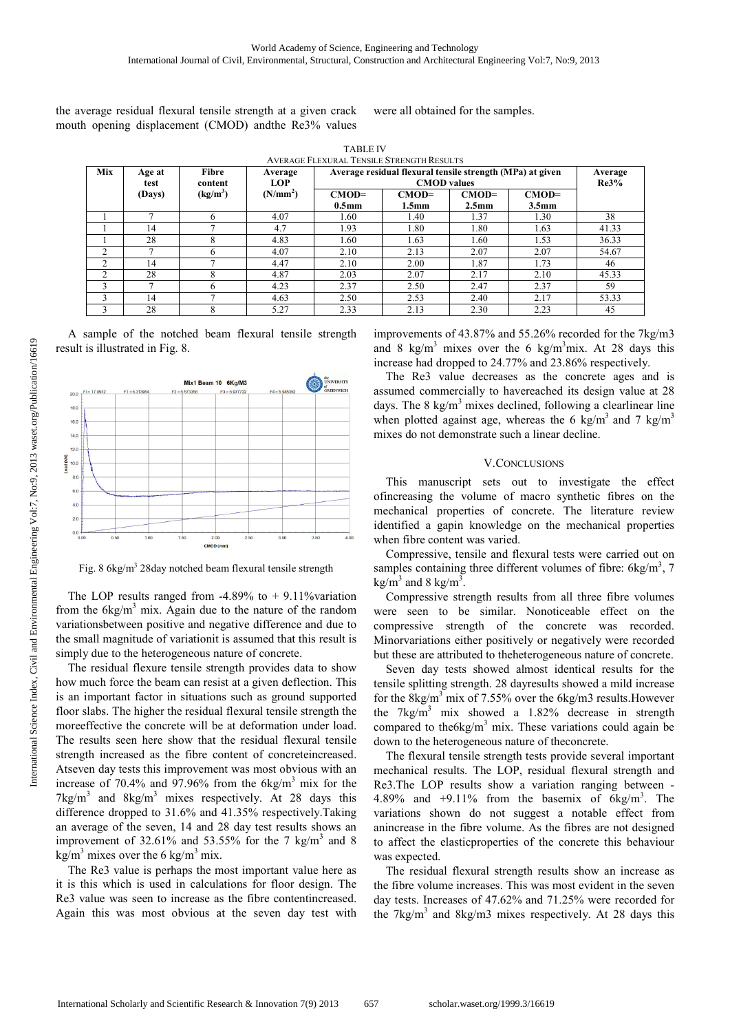the average residual flexural tensile strength at a given crack mouth opening displacement (CMOD) andthe Re3% values were all obtained for the samples.

TABLE IV
AVERAGE FLEXURAL TENSILE STRENGTH RESULTS

| Mix | Age at test (Days) | Fibre content ($kg/m^3$) | Average LOP ($N/mm^2$) | Average residual flexural tensile strength (MPa) at given CMOD values | | | | Average Re3% |
|---|---|---|---|---|---|---|---|---|
| | | | | CMOD= 0.5mm | CMOD= 1.5mm | CMOD= 2.5mm | CMOD= 3.5mm | |
| 1 | 7 | 6 | 4.07 | 1.60 | 1.40 | 1.37 | 1.30 | 38 |
| 1 | 14 | 7 | 4.7 | 1.93 | 1.80 | 1.80 | 1.63 | 41.33 |
| 1 | 28 | 8 | 4.83 | 1.60 | 1.63 | 1.60 | 1.53 | 36.33 |
| 2 | 7 | 6 | 4.07 | 2.10 | 2.13 | 2.07 | 2.07 | 54.67 |
| 2 | 14 | 7 | 4.47 | 2.10 | 2.00 | 1.87 | 1.73 | 46 |
| 2 | 28 | 8 | 4.87 | 2.03 | 2.07 | 2.17 | 2.10 | 45.33 |
| 3 | 7 | 6 | 4.23 | 2.37 | 2.50 | 2.47 | 2.37 | 59 |
| 3 | 14 | 7 | 4.63 | 2.50 | 2.53 | 2.40 | 2.17 | 53.33 |
| 3 | 28 | 8 | 5.27 | 2.33 | 2.13 | 2.30 | 2.23 | 45 |

A sample of the notched beam flexural tensile strength result is illustrated in Fig. 8.

Fig. 8 6kg/m$^3$ 28day notched beam flexural tensile strength

The LOP results ranged from -4.89% to + 9.11%variation from the 6kg/m$^3$ mix. Again due to the nature of the random variationsbetween positive and negative difference and due to the small magnitude of variationit is assumed that this result is simply due to the heterogeneous nature of concrete.

The residual flexure tensile strength provides data to show how much force the beam can resist at a given deflection. This is an important factor in situations such as ground supported floor slabs. The higher the residual flexural tensile strength the moreeffective the concrete will be at deformation under load. The results seen here show that the residual flexural tensile strength increased as the fibre content of concreteincreased. Atseven day tests this improvement was most obvious with an increase of 70.4% and 97.96% from the 6kg/m$^3$ mix for the 7kg/m$^3$ and 8kg/m$^3$ mixes respectively. At 28 days this difference dropped to 31.6% and 41.35% respectively.Taking an average of the seven, 14 and 28 day test results shows an improvement of 32.61% and 53.55% for the 7 kg/m$^3$ and 8 kg/m$^3$ mixes over the 6 kg/m$^3$ mix.

The Re3 value is perhaps the most important value here as it is this which is used in calculations for floor design. The Re3 value was seen to increase as the fibre contentincreased. Again this was most obvious at the seven day test with improvements of 43.87% and 55.26% recorded for the 7kg/m3 and 8 kg/m$^3$ mixes over the 6 kg/m$^3$mix. At 28 days this increase had dropped to 24.77% and 23.86% respectively.

The Re3 value decreases as the concrete ages and is assumed commercially to havereached its design value at 28 days. The 8 kg/m$^3$ mixes declined, following a clearlinear line when plotted against age, whereas the 6 kg/m$^3$ and 7 kg/m$^3$ mixes do not demonstrate such a linear decline.

## V. CONCLUSIONS

This manuscript sets out to investigate the effect ofincreasing the volume of macro synthetic fibres on the mechanical properties of concrete. The literature review identified a gapin knowledge on the mechanical properties when fibre content was varied.

Compressive, tensile and flexural tests were carried out on samples containing three different volumes of fibre: 6kg/m$^3$, 7 kg/m$^3$ and 8 kg/m$^3$.

Compressive strength results from all three fibre volumes were seen to be similar. Nonoticeable effect on the compressive strength of the concrete was recorded. Minorvariations either positively or negatively were recorded but these are attributed to theheterogeneous nature of concrete.

Seven day tests showed almost identical results for the tensile splitting strength. 28 dayresults showed a mild increase for the 8kg/m$^3$ mix of 7.55% over the 6kg/m3 results.However the 7kg/m$^3$ mix showed a 1.82% decrease in strength compared to the6kg/m$^3$ mix. These variations could again be down to the heterogeneous nature of theconcrete.

The flexural tensile strength tests provide several important mechanical results. The LOP, residual flexural strength and Re3.The LOP results show a variation ranging between -4.89% and +9.11% from the basemix of 6kg/m$^3$. The variations shown do not suggest a notable effect from anincrease in the fibre volume. As the fibres are not designed to affect the elasticproperties of the concrete this behaviour was expected.

The residual flexural strength results show an increase as the fibre volume increases. This was most evident in the seven day tests. Increases of 47.62% and 71.25% were recorded for the 7kg/m$^3$ and 8kg/m3 mixes respectively. At 28 days this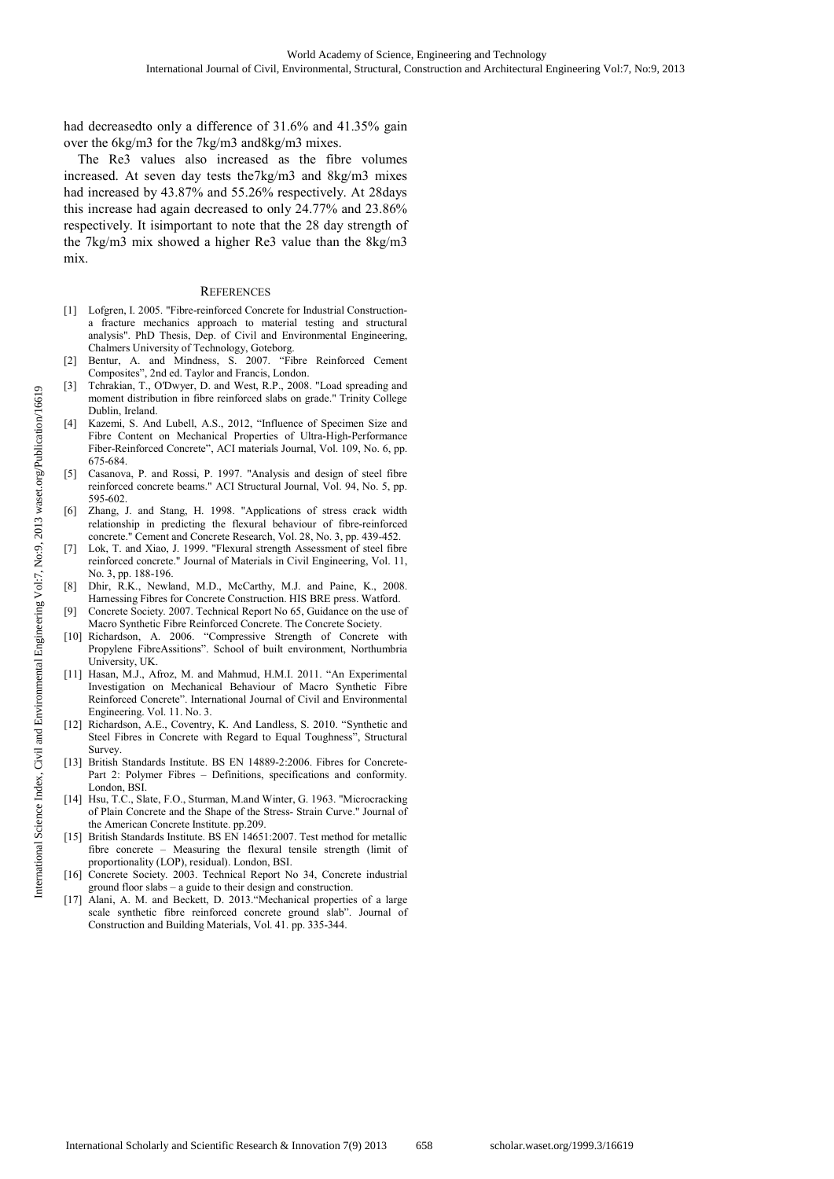had decreasedto only a difference of 31.6% and 41.35% gain over the 6kg/m3 for the 7kg/m3 and8kg/m3 mixes.

The Re3 values also increased as the fibre volumes increased. At seven day tests the7kg/m3 and 8kg/m3 mixes had increased by 43.87% and 55.26% respectively. At 28days this increase had again decreased to only 24.77% and 23.86% respectively. It isimportant to note that the 28 day strength of the 7kg/m3 mix showed a higher Re3 value than the 8kg/m3 mix.

## REFERENCES

[1] Lofgren, I. 2005. "Fibre-reinforced Concrete for Industrial Construction-a fracture mechanics approach to material testing and structural analysis". PhD Thesis, Dep. of Civil and Environmental Engineering, Chalmers University of Technology, Goteborg.

[2] Bentur, A. and Mindness, S. 2007. "Fibre Reinforced Cement Composites", 2nd ed. Taylor and Francis, London.

[3] Tchrakian, T., O'Dwyer, D. and West, R.P., 2008. "Load spreading and moment distribution in fibre reinforced slabs on grade." Trinity College Dublin, Ireland.

[4] Kazemi, S. And Lubell, A.S., 2012, "Influence of Specimen Size and Fibre Content on Mechanical Properties of Ultra-High-Performance Fiber-Reinforced Concrete", ACI materials Journal, Vol. 109, No. 6, pp. 675-684.

[5] Casanova, P. and Rossi, P. 1997. "Analysis and design of steel fibre reinforced concrete beams." ACI Structural Journal, Vol. 94, No. 5, pp. 595-602.

[6] Zhang, J. and Stang, H. 1998. "Applications of stress crack width relationship in predicting the flexural behaviour of fibre-reinforced concrete." Cement and Concrete Research, Vol. 28, No. 3, pp. 439-452.

[7] Lok, T. and Xiao, J. 1999. "Flexural strength Assessment of steel fibre reinforced concrete." Journal of Materials in Civil Engineering, Vol. 11, No. 3, pp. 188-196.

[8] Dhir, R.K., Newland, M.D., McCarthy, M.J. and Paine, K., 2008. Harnessing Fibres for Concrete Construction. HIS BRE press. Watford.

[9] Concrete Society. 2007. Technical Report No 65, Guidance on the use of Macro Synthetic Fibre Reinforced Concrete. The Concrete Society.

[10] Richardson, A. 2006. "Compressive Strength of Concrete with Propylene FibreAssitions". School of built environment, Northumbria University, UK.

[11] Hasan, M.J., Afroz, M. and Mahmud, H.M.I. 2011. "An Experimental Investigation on Mechanical Behaviour of Macro Synthetic Fibre Reinforced Concrete". International Journal of Civil and Environmental Engineering. Vol. 11. No. 3.

[12] Richardson, A.E., Coventry, K. And Landless, S. 2010. "Synthetic and Steel Fibres in Concrete with Regard to Equal Toughness", Structural Survey.

[13] British Standards Institute. BS EN 14889-2:2006. Fibres for Concrete-Part 2: Polymer Fibres – Definitions, specifications and conformity. London, BSI.

[14] Hsu, T.C., Slate, F.O., Sturman, M.and Winter, G. 1963. "Microcracking of Plain Concrete and the Shape of the Stress- Strain Curve." Journal of the American Concrete Institute. pp.209.

[15] British Standards Institute. BS EN 14651:2007. Test method for metallic fibre concrete – Measuring the flexural tensile strength (limit of proportionality (LOP), residual). London, BSI.

[16] Concrete Society. 2003. Technical Report No 34, Concrete industrial ground floor slabs – a guide to their design and construction.

[17] Alani, A. M. and Beckett, D. 2013."Mechanical properties of a large scale synthetic fibre reinforced concrete ground slab". Journal of Construction and Building Materials, Vol. 41. pp. 335-344.